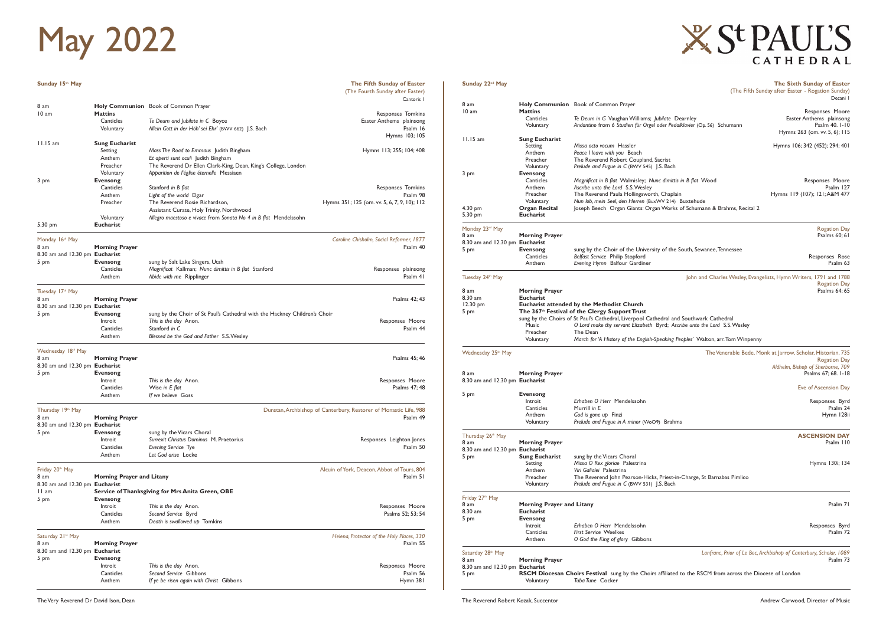# May 2022

St PAUL'S CATHEDRAL

## Sunday 15th May

**The Fifth Sunday of Easter**
(The Fourth Sunday after Easter)
Cantoris I

| | | | |
|---|---|---|---|
| 8 am | **Holy Communion** | Book of Common Prayer | |
| 10 am | **Mattins** | | Responses Tomkins |
| | Canticles | *Te Deum and Jubilate in C* Boyce | Easter Anthems plainsong |
| | Voluntary | *Allein Gott in der Höh' sei Ehr'* (BWV 662) J.S. Bach | Psalm 16 |
| | | | Hymns 103; 105 |
| 11.15 am | **Sung Eucharist** | | |
| | Setting | *Mass The Road to Emmaus* Judith Bingham | Hymns 113; 255; 104; 408 |
| | Anthem | *Et aperti sunt oculi* Judith Bingham | |
| | Preacher | The Reverend Dr Ellen Clark-King, Dean, King's College, London | |
| | Voluntary | *Apparition de l'église éternelle* Messiaen | |
| 3 pm | **Evensong** | | |
| | Canticles | Stanford *in B flat* | Responses Tomkins |
| | Anthem | *Light of the world* Elgar | Psalm 98 |
| | Preacher | The Reverend Rosie Richardson, Assistant Curate, Holy Trinity, Northwood | Hymns 351; 125 (om. vv. 5, 6, 7, 9, 10); 112 |
| | Voluntary | *Allegro maestoso e vivace from Sonata No 4 in B flat* Mendelssohn | |
| 5.30 pm | **Eucharist** | | |

## Monday 16th May

*Caroline Chisholm, Social Reformer, 1877*

| | | | |
|---|---|---|---|
| 8 am | **Morning Prayer** | | Psalm 40 |
| 8.30 am and 12.30 pm | **Eucharist** | | |
| 5 pm | **Evensong** | sung by Salt Lake Singers, Utah | |
| | Canticles | *Magnificat* Kallman; *Nunc dimittis in B flat* Stanford | Responses plainsong |
| | Anthem | *Abide with me* Ripplinger | Psalm 41 |

## Tuesday 17th May

| | | | |
|---|---|---|---|
| 8 am | **Morning Prayer** | | Psalms 42; 43 |
| 8.30 am and 12.30 pm | **Eucharist** | | |
| 5 pm | **Evensong** | sung by the Choir of St Paul's Cathedral with the Hackney Children's Choir | |
| | Introit | *This is the day* Anon. | Responses Moore |
| | Canticles | Stanford *in C* | Psalm 44 |
| | Anthem | *Blessed be the God and Father* S.S. Wesley | |

## Wednesday 18th May

| | | | |
|---|---|---|---|
| 8 am | **Morning Prayer** | | Psalms 45; 46 |
| 8.30 am and 12.30 pm | **Eucharist** | | |
| 5 pm | **Evensong** | | |
| | Introit | *This is the day* Anon. | Responses Moore |
| | Canticles | Wise *in E flat* | Psalms 47; 48 |
| | Anthem | *If we believe* Goss | |

## Thursday 19th May

*Dunstan, Archbishop of Canterbury, Restorer of Monastic Life, 988*

| | | | |
|---|---|---|---|
| 8 am | **Morning Prayer** | | Psalm 49 |
| 8.30 am and 12.30 pm | **Eucharist** | | |
| 5 pm | **Evensong** | sung by the Vicars Choral | |
| | Introit | *Surrexit Christus Dominus* M. Praetorius | Responses Leighton Jones |
| | Canticles | *Evening Service* Tye | Psalm 50 |
| | Anthem | *Let God arise* Locke | |

## Friday 20th May

*Alcuin of York, Deacon, Abbot of Tours, 804*

| | | | |
|---|---|---|---|
| 8 am | **Morning Prayer and Litany** | | Psalm 51 |
| 8.30 am and 12.30 pm | **Eucharist** | | |
| 11 am | **Service of Thanksgiving for Mrs Anita Green, OBE** | | |
| 5 pm | **Evensong** | | |
| | Introit | *This is the day* Anon. | Responses Moore |
| | Canticles | *Second Service* Byrd | Psalms 52; 53; 54 |
| | Anthem | *Death is swallowed up* Tomkins | |

## Saturday 21st May

*Helena, Protector of the Holy Places, 330*

| | | | |
|---|---|---|---|
| 8 am | **Morning Prayer** | | Psalm 55 |
| 8.30 am and 12.30 pm | **Eucharist** | | |
| 5 pm | **Evensong** | | |
| | Introit | *This is the day* Anon. | Responses Moore |
| | Canticles | *Second Service* Gibbons | Psalm 56 |
| | Anthem | *If ye be risen again with Christ* Gibbons | Hymn 381 |

## Sunday 22nd May

**The Sixth Sunday of Easter**
(The Fifth Sunday after Easter - Rogation Sunday)
Decani I

| | | | |
|---|---|---|---|
| 8 am | **Holy Communion** | Book of Common Prayer | |
| 10 am | **Mattins** | | Responses Moore |
| | Canticles | *Te Deum in G* Vaughan Williams; *Jubilate* Dearnley | Easter Anthems plainsong |
| | Voluntary | *Andantino from 6 Studien für Orgel oder Pedalklavier* (Op. 56) Schumann | Psalm 40. 1-10 |
| | | | Hymns 263 (om. vv. 5, 6); 115 |
| 11.15 am | **Sung Eucharist** | | |
| | Setting | *Missa octo vocum* Hassler | Hymns 106; 342 (452); 294; 401 |
| | Anthem | *Peace I leave with you* Beach | |
| | Preacher | The Reverend Robert Coupland, Sacrist | |
| | Voluntary | *Prelude and Fugue in C* (BWV 545) J.S. Bach | |
| 3 pm | **Evensong** | | |
| | Canticles | *Magnificat in B flat* Walmisley; *Nunc dimittis in B flat* Wood | Responses Moore |
| | Anthem | *Ascribe unto the Lord* S.S. Wesley | Psalm 127 |
| | Preacher | The Reverend Paula Hollingsworth, Chaplain | Hymns 119 (107); 121; A&M 477 |
| | Voluntary | *Nun lob, mein Seel, den Herren* (BuxWV 214) Buxtehude | |
| 4.30 pm | **Organ Recital** | Joseph Beech Organ Giants: Organ Works of Schumann & Brahms, Recital 2 | |
| 5.30 pm | **Eucharist** | | |

## Monday 23rd May

Rogation Day

| | | | |
|---|---|---|---|
| 8 am | **Morning Prayer** | | Psalms 60; 61 |
| 8.30 am and 12.30 pm | **Eucharist** | | |
| 5 pm | **Evensong** | sung by the Choir of the University of the South, Sewanee, Tennessee | |
| | Canticles | *Belfast Service* Philip Stopford | Responses Rose |
| | Anthem | *Evening Hymn* Balfour Gardiner | Psalm 63 |

## Tuesday 24th May

John and Charles Wesley, Evangelists, Hymn Writers, 1791 and 1788
Rogation Day

| | | | |
|---|---|---|---|
| 8 am | **Morning Prayer** | | Psalms 64; 65 |
| 8.30 am | **Eucharist** | | |
| 12.30 pm | **Eucharist attended by the Methodist Church** | | |
| 5 pm | **The 367th Festival of the Clergy Support Trust** | | |
| | | sung by the Choirs of St Paul's Cathedral, Liverpool Cathedral and Southwark Cathedral | |
| | Music | *O Lord make thy servant Elizabeth* Byrd; *Ascribe unto the Lord* S.S. Wesley | |
| | Preacher | The Dean | |
| | Voluntary | *March for 'A History of the English-Speaking Peoples'* Walton, arr. Tom Winpenny | |

## Wednesday 25th May

The Venerable Bede, Monk at Jarrow, Scholar, Historian, 735
Rogation Day
*Aldhelm, Bishop of Sherborne, 709*

| | | | |
|---|---|---|---|
| 8 am | **Morning Prayer** | | Psalms 67; 68. 1-18 |
| 8.30 am and 12.30 pm | **Eucharist** | | |
| | | | Eve of Ascension Day |
| 5 pm | **Evensong** | | |
| | Introit | *Erhaben O Herr* Mendelssohn | Responses Byrd |
| | Canticles | Murrill *in E* | Psalm 24 |
| | Anthem | *God is gone up* Finzi | Hymn 128ii |
| | Voluntary | *Prelude and Fugue in A minor* (WoO9) Brahms | |

## Thursday 26th May

**ASCENSION DAY**

| | | | |
|---|---|---|---|
| 8 am | **Morning Prayer** | | Psalm 110 |
| 8.30 am and 12.30 pm | **Eucharist** | | |
| 5 pm | **Sung Eucharist** | sung by the Vicars Choral | |
| | Setting | *Missa O Rex gloriae* Palestrina | Hymns 130i; 134 |
| | Anthem | *Viri Galialei* Palestrina | |
| | Preacher | The Reverend John Pearson-Hicks, Priest-in-Charge, St Barnabas Pimlico | |
| | Voluntary | *Prelude and Fugue in C* (BWV 531) J.S. Bach | |

## Friday 27th May

| | | | |
|---|---|---|---|
| 8 am | **Morning Prayer and Litany** | | Psalm 71 |
| 8.30 am | **Eucharist** | | |
| 5 pm | **Evensong** | | |
| | Introit | *Erhaben O Herr* Mendelssohn | Responses Byrd |
| | Canticles | *First Service* Weelkes | Psalm 72 |
| | Anthem | *O God the King of glory* Gibbons | |

## Saturday 28th May

*Lanfranc, Prior of Le Bec, Archbishop of Canterbury, Scholar, 1089*

| | | | |
|---|---|---|---|
| 8 am | **Morning Prayer** | | Psalm 73 |
| 8.30 am and 12.30 pm | **Eucharist** | | |
| 5 pm | **RSCM Diocesan Choirs Festival** | sung by the Choirs affiliated to the RSCM from across the Diocese of London | |
| | Voluntary | *Tuba Tune* Cocker | |

The Very Reverend Dr David Ison, Dean

The Reverend Robert Kozak, Succentor

Andrew Carwood, Director of Music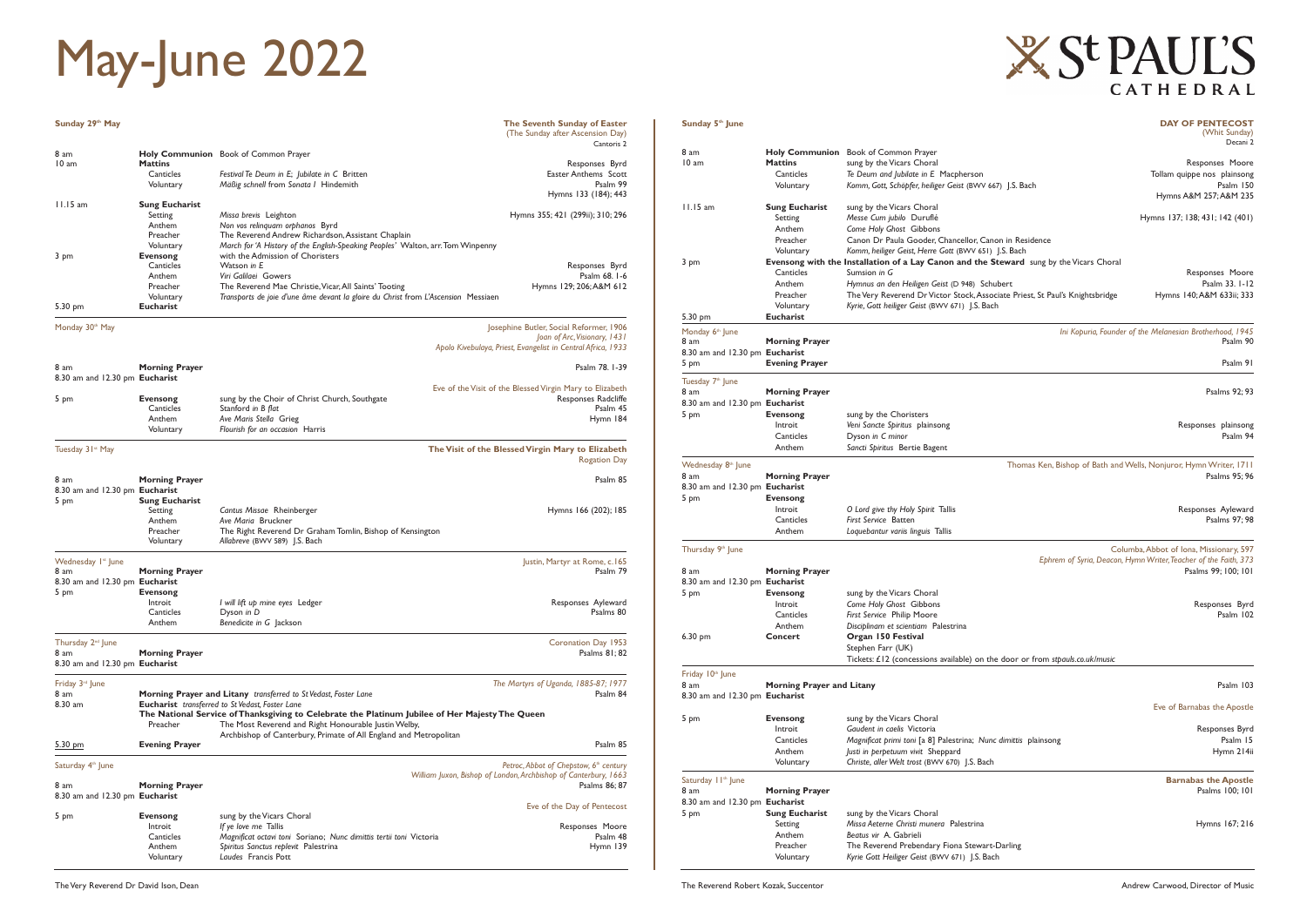# May-June 2022

St PAUL'S CATHEDRAL

**Sunday 29th May** — **The Seventh Sunday of Easter** (The Sunday after Ascension Day) Cantoris 2

8 am — **Holy Communion** Book of Common Prayer

10 am — **Mattins** — Responses Byrd
- Canticles: *Festival Te Deum in E; Jubilate in C* Britten — Easter Anthems Scott
- Voluntary: *Mäßig schnell* from *Sonata I* Hindemith — Psalm 99
- Hymns 133 (184); 443

11.15 am — **Sung Eucharist**
- Setting: *Missa brevis* Leighton — Hymns 355; 421 (299ii); 310; 296
- Anthem: *Non vos relinquam orphanos* Byrd
- Preacher: The Reverend Andrew Richardson, Assistant Chaplain
- Voluntary: *March for 'A History of the English-Speaking Peoples'* Walton, arr. Tom Winpenny

3 pm — **Evensong** with the Admission of Choristers
- Canticles: Watson *in E* — Responses Byrd
- Anthem: *Viri Galilaei* Gowers — Psalm 68. 1-6
- Preacher: The Reverend Mae Christie, Vicar, All Saints' Tooting — Hymns 129; 206; A&M 612
- Voluntary: *Transports de joie d'une âme devant la gloire du Christ* from *L'Ascension* Messiaen

5.30 pm — **Eucharist**

---

**Monday 30th May** — Josephine Butler, Social Reformer, 1906; *Joan of Arc, Visionary, 1431*; *Apolo Kivebulaya, Priest, Evangelist in Central Africa, 1933*

8 am — **Morning Prayer** — Psalm 78. 1-39

8.30 am and 12.30 pm — **Eucharist**

Eve of the Visit of the Blessed Virgin Mary to Elizabeth

5 pm — **Evensong** sung by the Choir of Christ Church, Southgate — Responses Radcliffe
- Canticles: Stanford *in B flat* — Psalm 45
- Anthem: *Ave Maris Stella* Grieg — Hymn 184
- Voluntary: *Flourish for an occasion* Harris

---

**Tuesday 31st May** — **The Visit of the Blessed Virgin Mary to Elizabeth**; Rogation Day

8 am — **Morning Prayer** — Psalm 85

8.30 am and 12.30 pm — **Eucharist**

5 pm — **Sung Eucharist**
- Setting: *Cantus Missae* Rheinberger — Hymns 166 (202); 185
- Anthem: *Ave Maria* Bruckner
- Preacher: The Right Reverend Dr Graham Tomlin, Bishop of Kensington
- Voluntary: *Allabreve* (BWV 589) J.S. Bach

---

**Wednesday 1st June** — Justin, Martyr at Rome, c.165

8 am — **Morning Prayer** — Psalm 79

8.30 am and 12.30 pm — **Eucharist**

5 pm — **Evensong**
- Introit: *I will lift up mine eyes* Ledger — Responses Ayleward
- Canticles: Dyson *in D* — Psalms 80
- Anthem: *Benedicite in G* Jackson

---

**Thursday 2nd June** — Coronation Day 1953

8 am — **Morning Prayer** — Psalms 81; 82

8.30 am and 12.30 pm — **Eucharist**

---

**Friday 3rd June** — *The Martyrs of Uganda, 1885-87; 1977*

8 am — **Morning Prayer and Litany** *transferred to St Vedast, Foster Lane* — Psalm 84

8.30 am — **Eucharist** *transferred to St Vedast, Foster Lane*

**The National Service of Thanksgiving to Celebrate the Platinum Jubilee of Her Majesty The Queen**
- Preacher: The Most Reverend and Right Honourable Justin Welby, Archbishop of Canterbury, Primate of All England and Metropolitan

5.30 pm — **Evening Prayer** — Psalm 85

---

**Saturday 4th June** — *Petroc, Abbot of Chepstow, 6th century*; *William Juxon, Bishop of London, Archbishop of Canterbury, 1663*

8 am — **Morning Prayer** — Psalms 86; 87

8.30 am and 12.30 pm — **Eucharist**

Eve of the Day of Pentecost

5 pm — **Evensong** sung by the Vicars Choral
- Introit: *If ye love me* Tallis — Responses Moore
- Canticles: *Magnificat octavi toni* Soriano; *Nunc dimittis tertii toni* Victoria — Psalm 48
- Anthem: *Spiritus Sanctus replevit* Palestrina — Hymn 139
- Voluntary: *Laudes* Francis Pott

---

**Sunday 5th June** — **DAY OF PENTECOST** (Whit Sunday) Decani 2

8 am — **Holy Communion** Book of Common Prayer

10 am — **Mattins** sung by the Vicars Choral — Responses Moore
- Canticles: *Te Deum and Jubilate in E* Macpherson — Tollam quippe nos plainsong
- Voluntary: *Komm, Gott, Schöpfer, heiliger Geist* (BWV 667) J.S. Bach — Psalm 150
- Hymns A&M 257; A&M 235

11.15 am — **Sung Eucharist** sung by the Vicars Choral
- Setting: *Messe Cum jubilo* Duruflé — Hymns 137; 138; 431; 142 (401)
- Anthem: *Come Holy Ghost* Gibbons
- Preacher: Canon Dr Paula Gooder, Chancellor, Canon in Residence
- Voluntary: *Komm, heiliger Geist, Herre Gott* (BWV 651) J.S. Bach

3 pm — **Evensong with the Installation of a Lay Canon and the Steward** sung by the Vicars Choral
- Canticles: Sumsion *in G* — Responses Moore
- Anthem: *Hymnus an den Heiligen Geist* (D 948) Schubert — Psalm 33. 1-12
- Preacher: The Very Reverend Dr Victor Stock, Associate Priest, St Paul's Knightsbridge — Hymns 140; A&M 633ii; 333
- Voluntary: *Kyrie, Gott heiliger Geist* (BWV 671) J.S. Bach

5.30 pm — **Eucharist**

---

**Monday 6th June** — *Ini Kopuria, Founder of the Melanesian Brotherhood, 1945*

8 am — **Morning Prayer** — Psalm 90

8.30 am and 12.30 pm — **Eucharist**

5 pm — **Evening Prayer** — Psalm 91

---

**Tuesday 7th June**

8 am — **Morning Prayer** — Psalms 92; 93

8.30 am and 12.30 pm — **Eucharist**

5 pm — **Evensong** sung by the Choristers
- Introit: *Veni Sancte Spiritus* plainsong — Responses plainsong
- Canticles: Dyson *in C minor* — Psalm 94
- Anthem: *Sancti Spiritus* Bertie Bagent

---

**Wednesday 8th June** — Thomas Ken, Bishop of Bath and Wells, Nonjuror, Hymn Writer, 1711

8 am — **Morning Prayer** — Psalms 95; 96

8.30 am and 12.30 pm — **Eucharist**

5 pm — **Evensong**
- Introit: *O Lord give thy Holy Spirit* Tallis — Responses Ayleward
- Canticles: *First Service* Batten — Psalms 97; 98
- Anthem: *Loquebantur variis linguis* Tallis

---

**Thursday 9th June** — Columba, Abbot of Iona, Missionary, 597; *Ephrem of Syria, Deacon, Hymn Writer, Teacher of the Faith, 373*

8 am — **Morning Prayer** — Psalms 99; 100; 101

8.30 am and 12.30 pm — **Eucharist**

5 pm — **Evensong** sung by the Vicars Choral
- Introit: *Come Holy Ghost* Gibbons — Responses Byrd
- Canticles: *First Service* Philip Moore — Psalm 102
- Anthem: *Disciplinam et scientiam* Palestrina

6.30 pm — **Concert** — **Organ 150 Festival**
Stephen Farr (UK)
Tickets: £12 (concessions available) on the door or from *stpauls.co.uk/music*

---

**Friday 10th June**

8 am — **Morning Prayer and Litany** — Psalm 103

8.30 am and 12.30 pm — **Eucharist**

Eve of Barnabas the Apostle

5 pm — **Evensong** sung by the Vicars Choral
- Introit: *Gaudent in caelis* Victoria — Responses Byrd
- Canticles: *Magnificat primi toni* [a 8] Palestrina; *Nunc dimittis* plainsong — Psalm 15
- Anthem: *Justi in perpetuum vivit* Sheppard — Hymn 214ii
- Voluntary: *Christe, aller Welt trost* (BWV 670) J.S. Bach

---

**Saturday 11th June** — **Barnabas the Apostle**

8 am — **Morning Prayer** — Psalms 100; 101

8.30 am and 12.30 pm — **Eucharist**

5 pm — **Sung Eucharist** sung by the Vicars Choral
- Setting: *Missa Aeterne Christi munera* Palestrina — Hymns 167; 216
- Anthem: *Beatus vir* A. Gabrieli
- Preacher: The Reverend Prebendary Fiona Stewart-Darling
- Voluntary: *Kyrie Gott Heiliger Geist* (BWV 671) J.S. Bach

---

The Very Reverend Dr David Ison, Dean — The Reverend Robert Kozak, Succentor — Andrew Carwood, Director of Music